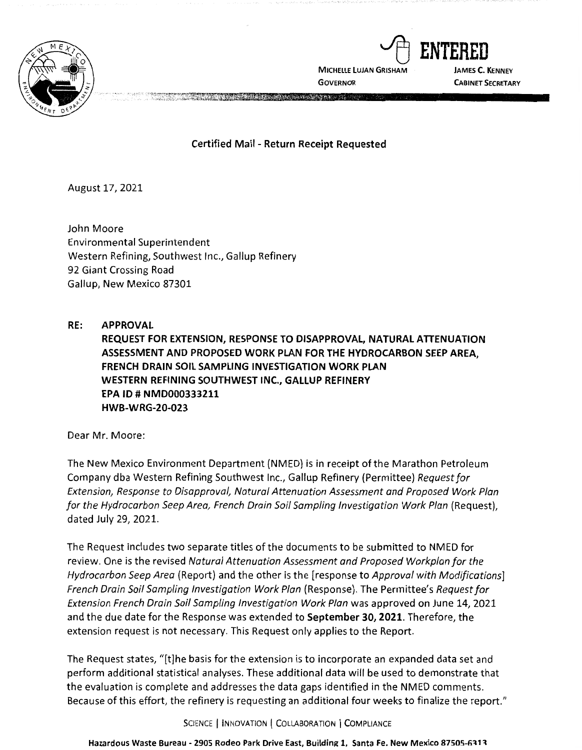ENTERED

MICHELLE LUJAN GRISHAM
GOVERNOR

JAMES C. KENNEY
CABINET SECRETARY

**Certified Mail - Return Receipt Requested**

August 17, 2021

John Moore
Environmental Superintendent
Western Refining, Southwest Inc., Gallup Refinery
92 Giant Crossing Road
Gallup, New Mexico 87301

**RE: APPROVAL**
**REQUEST FOR EXTENSION, RESPONSE TO DISAPPROVAL, NATURAL ATTENUATION ASSESSMENT AND PROPOSED WORK PLAN FOR THE HYDROCARBON SEEP AREA, FRENCH DRAIN SOIL SAMPLING INVESTIGATION WORK PLAN**
**WESTERN REFINING SOUTHWEST INC., GALLUP REFINERY**
**EPA ID # NMD000333211**
**HWB-WRG-20-023**

Dear Mr. Moore:

The New Mexico Environment Department (NMED) is in receipt of the Marathon Petroleum Company dba Western Refining Southwest Inc., Gallup Refinery (Permittee) *Request for Extension, Response to Disapproval, Natural Attenuation Assessment and Proposed Work Plan for the Hydrocarbon Seep Area, French Drain Soil Sampling Investigation Work Plan* (Request), dated July 29, 2021.

The Request includes two separate titles of the documents to be submitted to NMED for review. One is the revised *Natural Attenuation Assessment and Proposed Workplan for the Hydrocarbon Seep Area* (Report) and the other is the [response to *Approval with Modifications*] *French Drain Soil Sampling Investigation Work Plan* (Response). The Permittee's *Request for Extension French Drain Soil Sampling Investigation Work Plan* was approved on June 14, 2021 and the due date for the Response was extended to **September 30, 2021**. Therefore, the extension request is not necessary. This Request only applies to the Report.

The Request states, "[t]he basis for the extension is to incorporate an expanded data set and perform additional statistical analyses. These additional data will be used to demonstrate that the evaluation is complete and addresses the data gaps identified in the NMED comments. Because of this effort, the refinery is requesting an additional four weeks to finalize the report."

SCIENCE | INNOVATION | COLLABORATION | COMPLIANCE

**Hazardous Waste Bureau - 2905 Rodeo Park Drive East, Building 1, Santa Fe, New Mexico 87505-6313**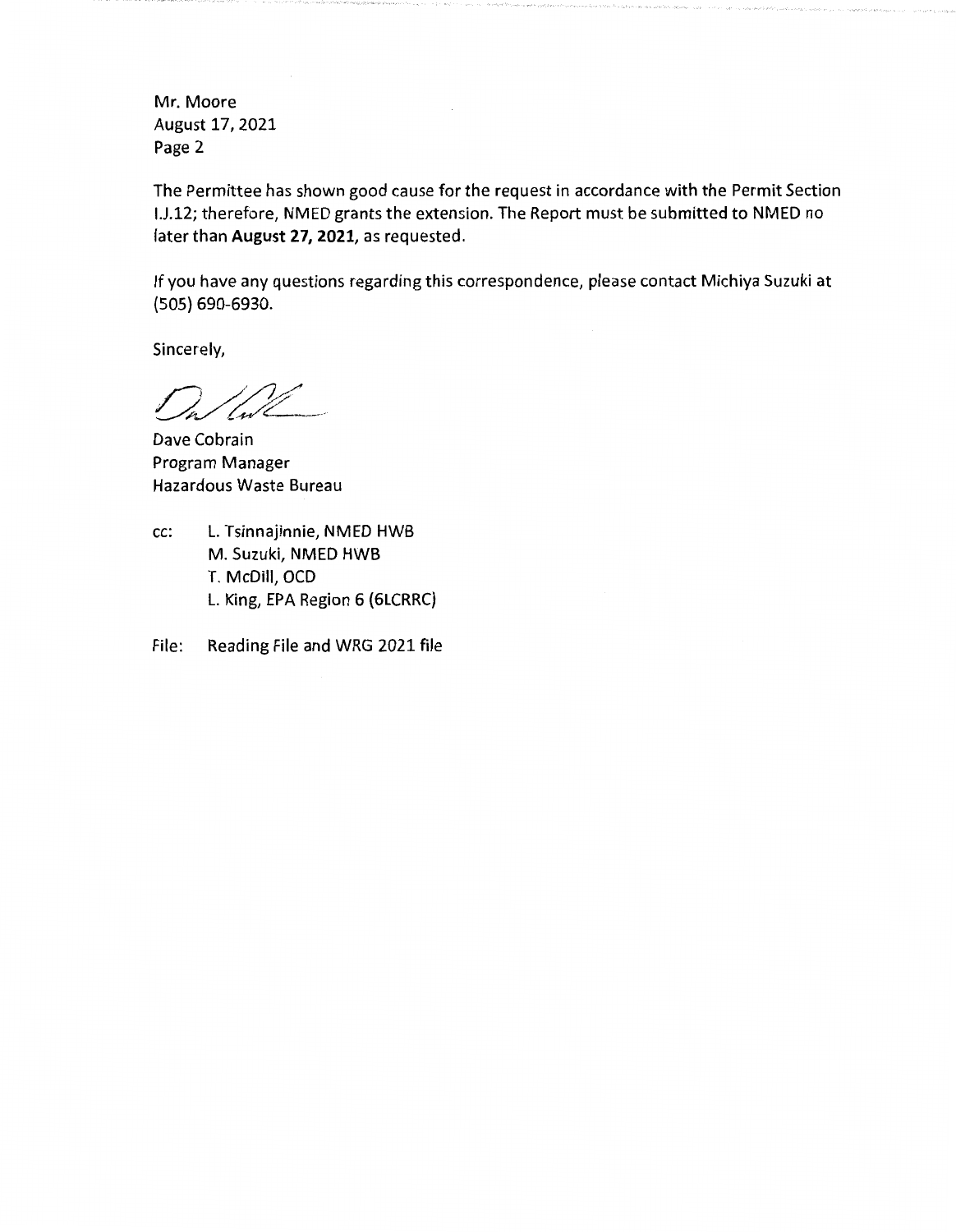Mr. Moore
August 17, 2021
Page 2

The Permittee has shown good cause for the request in accordance with the Permit Section I.J.12; therefore, NMED grants the extension. The Report must be submitted to NMED no later than **August 27, 2021,** as requested.

If you have any questions regarding this correspondence, please contact Michiya Suzuki at (505) 690-6930.

Sincerely,

Dave Cobrain
Program Manager
Hazardous Waste Bureau

cc: L. Tsinnajinnie, NMED HWB
M. Suzuki, NMED HWB
T. McDill, OCD
L. King, EPA Region 6 (6LCRRC)

File: Reading File and WRG 2021 file